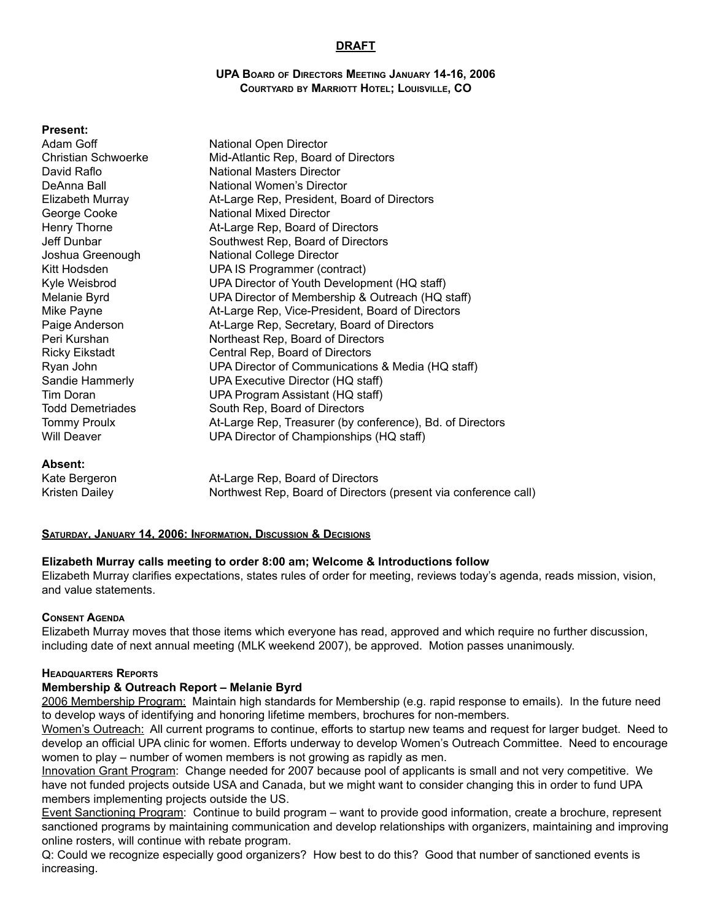**DRAFT**

**UPA Board of Directors Meeting January 14-16, 2006**
**Courtyard by Marriott Hotel; Louisville, CO**

**Present:**

| | |
|---|---|
| Adam Goff | National Open Director |
| Christian Schwoerke | Mid-Atlantic Rep, Board of Directors |
| David Raflo | National Masters Director |
| DeAnna Ball | National Women's Director |
| Elizabeth Murray | At-Large Rep, President, Board of Directors |
| George Cooke | National Mixed Director |
| Henry Thorne | At-Large Rep, Board of Directors |
| Jeff Dunbar | Southwest Rep, Board of Directors |
| Joshua Greenough | National College Director |
| Kitt Hodsden | UPA IS Programmer (contract) |
| Kyle Weisbrod | UPA Director of Youth Development (HQ staff) |
| Melanie Byrd | UPA Director of Membership & Outreach (HQ staff) |
| Mike Payne | At-Large Rep, Vice-President, Board of Directors |
| Paige Anderson | At-Large Rep, Secretary, Board of Directors |
| Peri Kurshan | Northeast Rep, Board of Directors |
| Ricky Eikstadt | Central Rep, Board of Directors |
| Ryan John | UPA Director of Communications & Media (HQ staff) |
| Sandie Hammerly | UPA Executive Director (HQ staff) |
| Tim Doran | UPA Program Assistant (HQ staff) |
| Todd Demetriades | South Rep, Board of Directors |
| Tommy Proulx | At-Large Rep, Treasurer (by conference), Bd. of Directors |
| Will Deaver | UPA Director of Championships (HQ staff) |

**Absent:**

| | |
|---|---|
| Kate Bergeron | At-Large Rep, Board of Directors |
| Kristen Dailey | Northwest Rep, Board of Directors (present via conference call) |

## Saturday, January 14, 2006: Information, Discussion & Decisions

**Elizabeth Murray calls meeting to order 8:00 am; Welcome & Introductions follow**

Elizabeth Murray clarifies expectations, states rules of order for meeting, reviews today's agenda, reads mission, vision, and value statements.

### Consent Agenda

Elizabeth Murray moves that those items which everyone has read, approved and which require no further discussion, including date of next annual meeting (MLK weekend 2007), be approved. Motion passes unanimously.

### Headquarters Reports

**Membership & Outreach Report – Melanie Byrd**

2006 Membership Program: Maintain high standards for Membership (e.g. rapid response to emails). In the future need to develop ways of identifying and honoring lifetime members, brochures for non-members.

Women's Outreach: All current programs to continue, efforts to startup new teams and request for larger budget. Need to develop an official UPA clinic for women. Efforts underway to develop Women's Outreach Committee. Need to encourage women to play – number of women members is not growing as rapidly as men.

Innovation Grant Program: Change needed for 2007 because pool of applicants is small and not very competitive. We have not funded projects outside USA and Canada, but we might want to consider changing this in order to fund UPA members implementing projects outside the US.

Event Sanctioning Program: Continue to build program – want to provide good information, create a brochure, represent sanctioned programs by maintaining communication and develop relationships with organizers, maintaining and improving online rosters, will continue with rebate program.

Q: Could we recognize especially good organizers? How best to do this? Good that number of sanctioned events is increasing.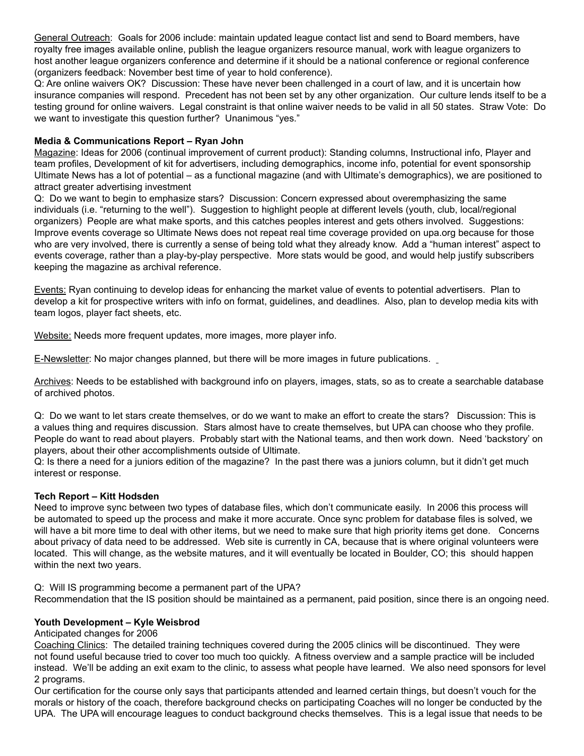General Outreach: Goals for 2006 include: maintain updated league contact list and send to Board members, have royalty free images available online, publish the league organizers resource manual, work with league organizers to host another league organizers conference and determine if it should be a national conference or regional conference (organizers feedback: November best time of year to hold conference).
Q: Are online waivers OK? Discussion: These have never been challenged in a court of law, and it is uncertain how insurance companies will respond. Precedent has not been set by any other organization. Our culture lends itself to be a testing ground for online waivers. Legal constraint is that online waiver needs to be valid in all 50 states. Straw Vote: Do we want to investigate this question further? Unanimous "yes."

**Media & Communications Report – Ryan John**
Magazine: Ideas for 2006 (continual improvement of current product): Standing columns, Instructional info, Player and team profiles, Development of kit for advertisers, including demographics, income info, potential for event sponsorship Ultimate News has a lot of potential – as a functional magazine (and with Ultimate's demographics), we are positioned to attract greater advertising investment
Q: Do we want to begin to emphasize stars? Discussion: Concern expressed about overemphasizing the same individuals (i.e. "returning to the well"). Suggestion to highlight people at different levels (youth, club, local/regional organizers) People are what make sports, and this catches peoples interest and gets others involved. Suggestions: Improve events coverage so Ultimate News does not repeat real time coverage provided on upa.org because for those who are very involved, there is currently a sense of being told what they already know. Add a "human interest" aspect to events coverage, rather than a play-by-play perspective. More stats would be good, and would help justify subscribers keeping the magazine as archival reference.

Events: Ryan continuing to develop ideas for enhancing the market value of events to potential advertisers. Plan to develop a kit for prospective writers with info on format, guidelines, and deadlines. Also, plan to develop media kits with team logos, player fact sheets, etc.

Website: Needs more frequent updates, more images, more player info.

E-Newsletter: No major changes planned, but there will be more images in future publications.

Archives: Needs to be established with background info on players, images, stats, so as to create a searchable database of archived photos.

Q: Do we want to let stars create themselves, or do we want to make an effort to create the stars? Discussion: This is a values thing and requires discussion. Stars almost have to create themselves, but UPA can choose who they profile. People do want to read about players. Probably start with the National teams, and then work down. Need 'backstory' on players, about their other accomplishments outside of Ultimate.
Q: Is there a need for a juniors edition of the magazine? In the past there was a juniors column, but it didn't get much interest or response.

**Tech Report – Kitt Hodsden**
Need to improve sync between two types of database files, which don't communicate easily. In 2006 this process will be automated to speed up the process and make it more accurate. Once sync problem for database files is solved, we will have a bit more time to deal with other items, but we need to make sure that high priority items get done. Concerns about privacy of data need to be addressed. Web site is currently in CA, because that is where original volunteers were located. This will change, as the website matures, and it will eventually be located in Boulder, CO; this should happen within the next two years.

Q: Will IS programming become a permanent part of the UPA?
Recommendation that the IS position should be maintained as a permanent, paid position, since there is an ongoing need.

**Youth Development – Kyle Weisbrod**
Anticipated changes for 2006
Coaching Clinics: The detailed training techniques covered during the 2005 clinics will be discontinued. They were not found useful because tried to cover too much too quickly. A fitness overview and a sample practice will be included instead. We'll be adding an exit exam to the clinic, to assess what people have learned. We also need sponsors for level 2 programs.
Our certification for the course only says that participants attended and learned certain things, but doesn't vouch for the morals or history of the coach, therefore background checks on participating Coaches will no longer be conducted by the UPA. The UPA will encourage leagues to conduct background checks themselves. This is a legal issue that needs to be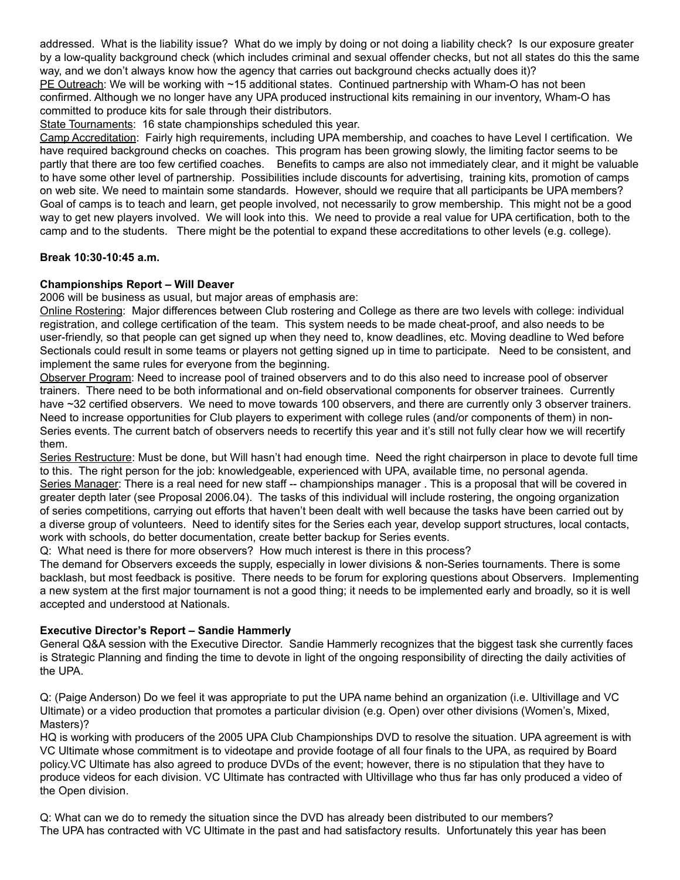addressed. What is the liability issue? What do we imply by doing or not doing a liability check? Is our exposure greater by a low-quality background check (which includes criminal and sexual offender checks, but not all states do this the same way, and we don't always know how the agency that carries out background checks actually does it)?

PE Outreach: We will be working with ~15 additional states. Continued partnership with Wham-O has not been confirmed. Although we no longer have any UPA produced instructional kits remaining in our inventory, Wham-O has committed to produce kits for sale through their distributors.

State Tournaments: 16 state championships scheduled this year.

Camp Accreditation: Fairly high requirements, including UPA membership, and coaches to have Level I certification. We have required background checks on coaches. This program has been growing slowly, the limiting factor seems to be partly that there are too few certified coaches. Benefits to camps are also not immediately clear, and it might be valuable to have some other level of partnership. Possibilities include discounts for advertising, training kits, promotion of camps on web site. We need to maintain some standards. However, should we require that all participants be UPA members? Goal of camps is to teach and learn, get people involved, not necessarily to grow membership. This might not be a good way to get new players involved. We will look into this. We need to provide a real value for UPA certification, both to the camp and to the students. There might be the potential to expand these accreditations to other levels (e.g. college).

**Break 10:30-10:45 a.m.**

**Championships Report – Will Deaver**

2006 will be business as usual, but major areas of emphasis are:

Online Rostering: Major differences between Club rostering and College as there are two levels with college: individual registration, and college certification of the team. This system needs to be made cheat-proof, and also needs to be user-friendly, so that people can get signed up when they need to, know deadlines, etc. Moving deadline to Wed before Sectionals could result in some teams or players not getting signed up in time to participate. Need to be consistent, and implement the same rules for everyone from the beginning.

Observer Program: Need to increase pool of trained observers and to do this also need to increase pool of observer trainers. There need to be both informational and on-field observational components for observer trainees. Currently have ~32 certified observers. We need to move towards 100 observers, and there are currently only 3 observer trainers. Need to increase opportunities for Club players to experiment with college rules (and/or components of them) in non-Series events. The current batch of observers needs to recertify this year and it's still not fully clear how we will recertify them.

Series Restructure: Must be done, but Will hasn't had enough time. Need the right chairperson in place to devote full time to this. The right person for the job: knowledgeable, experienced with UPA, available time, no personal agenda.

Series Manager: There is a real need for new staff -- championships manager . This is a proposal that will be covered in greater depth later (see Proposal 2006.04). The tasks of this individual will include rostering, the ongoing organization of series competitions, carrying out efforts that haven't been dealt with well because the tasks have been carried out by a diverse group of volunteers. Need to identify sites for the Series each year, develop support structures, local contacts, work with schools, do better documentation, create better backup for Series events.

Q: What need is there for more observers? How much interest is there in this process?

The demand for Observers exceeds the supply, especially in lower divisions & non-Series tournaments. There is some backlash, but most feedback is positive. There needs to be forum for exploring questions about Observers. Implementing a new system at the first major tournament is not a good thing; it needs to be implemented early and broadly, so it is well accepted and understood at Nationals.

**Executive Director's Report – Sandie Hammerly**

General Q&A session with the Executive Director. Sandie Hammerly recognizes that the biggest task she currently faces is Strategic Planning and finding the time to devote in light of the ongoing responsibility of directing the daily activities of the UPA.

Q: (Paige Anderson) Do we feel it was appropriate to put the UPA name behind an organization (i.e. Ultivillage and VC Ultimate) or a video production that promotes a particular division (e.g. Open) over other divisions (Women's, Mixed, Masters)?

HQ is working with producers of the 2005 UPA Club Championships DVD to resolve the situation. UPA agreement is with VC Ultimate whose commitment is to videotape and provide footage of all four finals to the UPA, as required by Board policy.VC Ultimate has also agreed to produce DVDs of the event; however, there is no stipulation that they have to produce videos for each division. VC Ultimate has contracted with Ultivillage who thus far has only produced a video of the Open division.

Q: What can we do to remedy the situation since the DVD has already been distributed to our members?

The UPA has contracted with VC Ultimate in the past and had satisfactory results. Unfortunately this year has been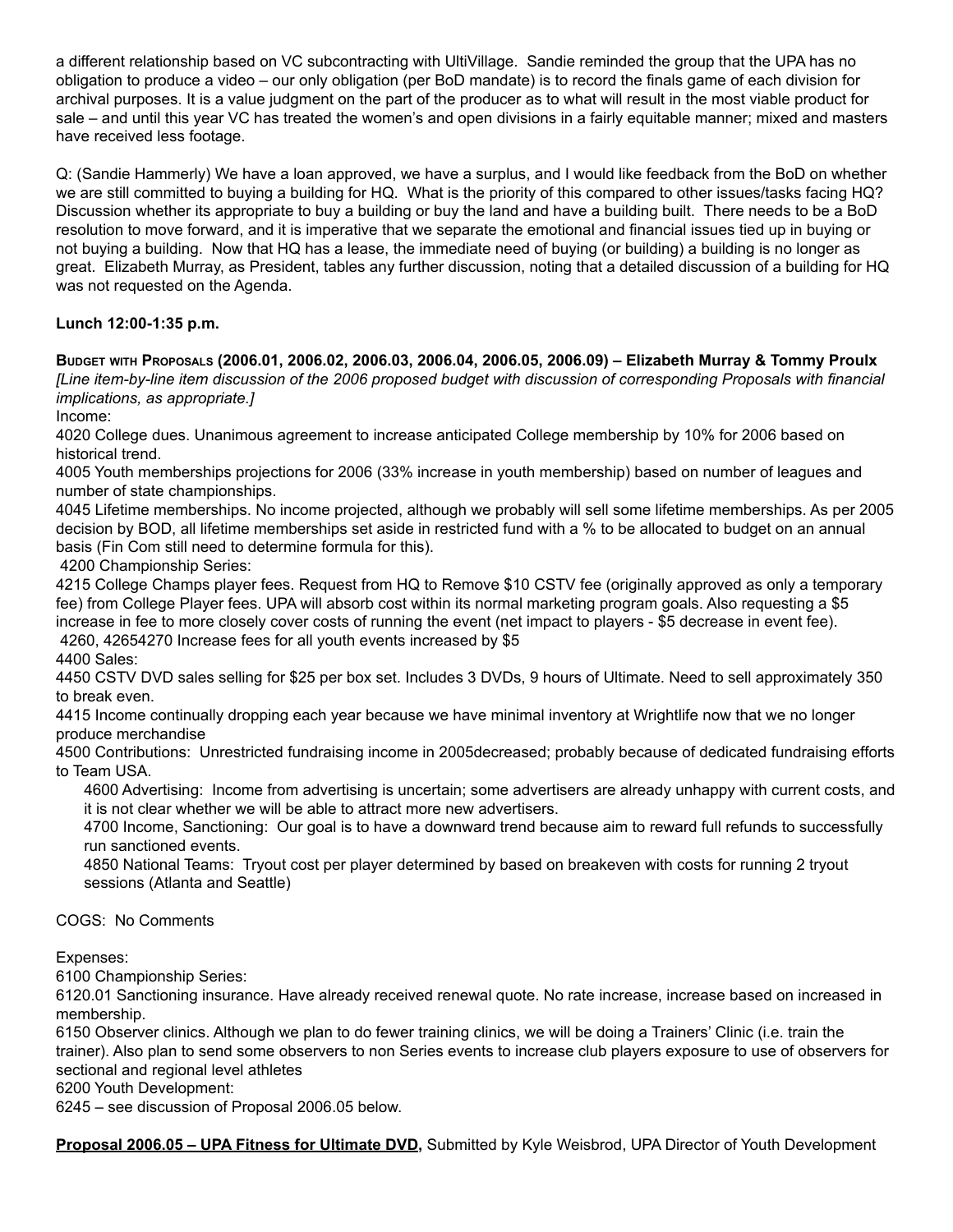a different relationship based on VC subcontracting with UltiVillage. Sandie reminded the group that the UPA has no obligation to produce a video – our only obligation (per BoD mandate) is to record the finals game of each division for archival purposes. It is a value judgment on the part of the producer as to what will result in the most viable product for sale – and until this year VC has treated the women's and open divisions in a fairly equitable manner; mixed and masters have received less footage.

Q: (Sandie Hammerly) We have a loan approved, we have a surplus, and I would like feedback from the BoD on whether we are still committed to buying a building for HQ. What is the priority of this compared to other issues/tasks facing HQ? Discussion whether its appropriate to buy a building or buy the land and have a building built. There needs to be a BoD resolution to move forward, and it is imperative that we separate the emotional and financial issues tied up in buying or not buying a building. Now that HQ has a lease, the immediate need of buying (or building) a building is no longer as great. Elizabeth Murray, as President, tables any further discussion, noting that a detailed discussion of a building for HQ was not requested on the Agenda.

**Lunch 12:00-1:35 p.m.**

**Budget with Proposals (2006.01, 2006.02, 2006.03, 2006.04, 2006.05, 2006.09) – Elizabeth Murray & Tommy Proulx**
*[Line item-by-line item discussion of the 2006 proposed budget with discussion of corresponding Proposals with financial implications, as appropriate.]*
Income:
4020 College dues. Unanimous agreement to increase anticipated College membership by 10% for 2006 based on historical trend.
4005 Youth memberships projections for 2006 (33% increase in youth membership) based on number of leagues and number of state championships.
4045 Lifetime memberships. No income projected, although we probably will sell some lifetime memberships. As per 2005 decision by BOD, all lifetime memberships set aside in restricted fund with a % to be allocated to budget on an annual basis (Fin Com still need to determine formula for this).
4200 Championship Series:
4215 College Champs player fees. Request from HQ to Remove $10 CSTV fee (originally approved as only a temporary fee) from College Player fees. UPA will absorb cost within its normal marketing program goals. Also requesting a $5 increase in fee to more closely cover costs of running the event (net impact to players - $5 decrease in event fee).
4260, 42654270 Increase fees for all youth events increased by $5
4400 Sales:
4450 CSTV DVD sales selling for $25 per box set. Includes 3 DVDs, 9 hours of Ultimate. Need to sell approximately 350 to break even.
4415 Income continually dropping each year because we have minimal inventory at Wrightlife now that we no longer produce merchandise
4500 Contributions: Unrestricted fundraising income in 2005decreased; probably because of dedicated fundraising efforts to Team USA.

4600 Advertising: Income from advertising is uncertain; some advertisers are already unhappy with current costs, and it is not clear whether we will be able to attract more new advertisers.
4700 Income, Sanctioning: Our goal is to have a downward trend because aim to reward full refunds to successfully run sanctioned events.
4850 National Teams: Tryout cost per player determined by based on breakeven with costs for running 2 tryout sessions (Atlanta and Seattle)

COGS: No Comments

Expenses:
6100 Championship Series:
6120.01 Sanctioning insurance. Have already received renewal quote. No rate increase, increase based on increased in membership.
6150 Observer clinics. Although we plan to do fewer training clinics, we will be doing a Trainers' Clinic (i.e. train the trainer). Also plan to send some observers to non Series events to increase club players exposure to use of observers for sectional and regional level athletes
6200 Youth Development:
6245 – see discussion of Proposal 2006.05 below.

**Proposal 2006.05 – UPA Fitness for Ultimate DVD,** Submitted by Kyle Weisbrod, UPA Director of Youth Development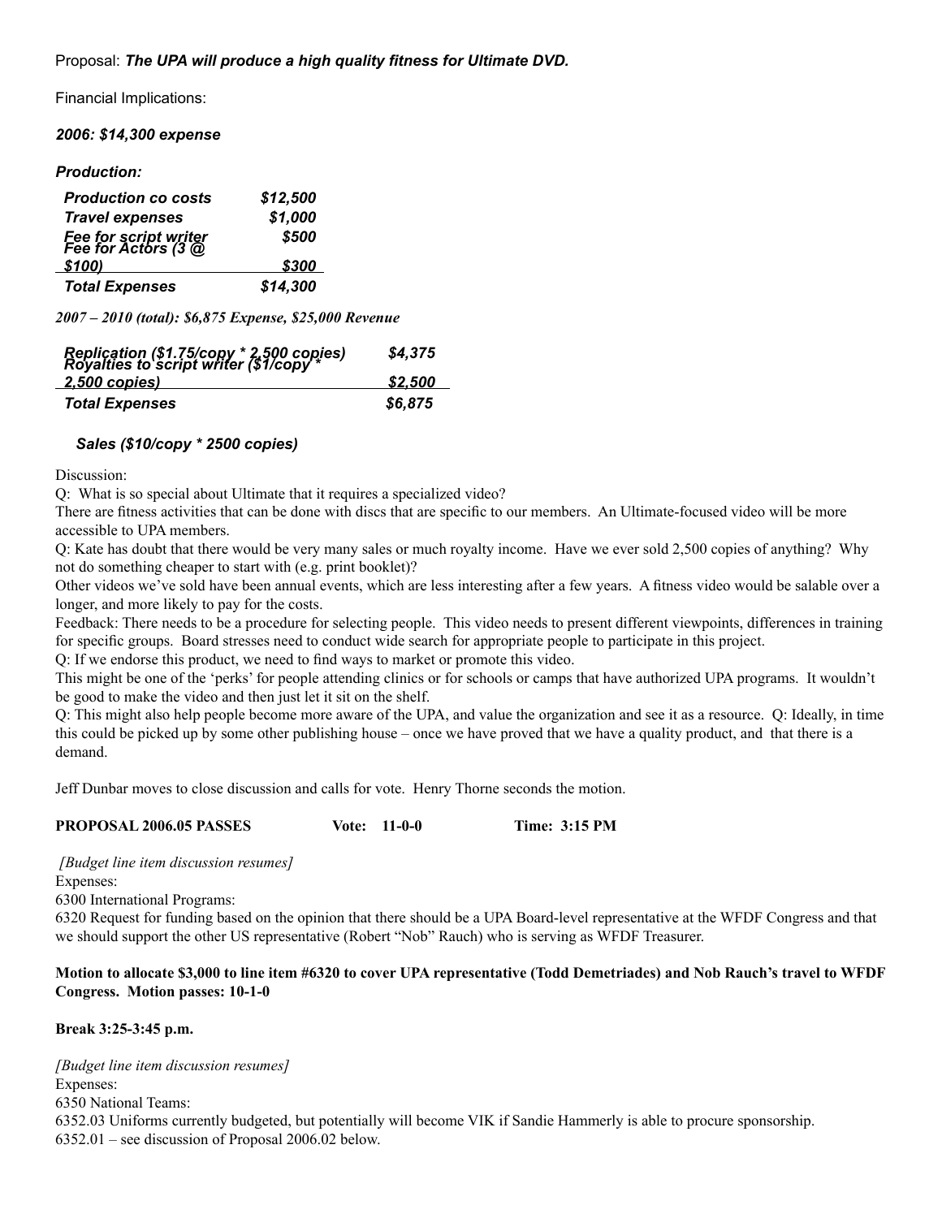Proposal: ***The UPA will produce a high quality fitness for Ultimate DVD.***

Financial Implications:

***2006: $14,300 expense***

***Production:***

| | |
|---|---|
| ***Production co costs*** | ***$12,500*** |
| ***Travel expenses*** | ***$1,000*** |
| ***Fee for script writer*** | ***$500*** |
| ***Fee for Actors (3 @ $100)*** | ***$300*** |
| ***Total Expenses*** | ***$14,300*** |

***2007 – 2010 (total): $6,875 Expense, $25,000 Revenue***

| | |
|---|---|
| ***Replication ($1.75/copy * 2,500 copies)*** | ***$4,375*** |
| ***Royalties to script writer ($1/copy * 2,500 copies)*** | ***$2,500*** |
| ***Total Expenses*** | ***$6,875*** |

***Sales ($10/copy * 2500 copies)***

Discussion:

Q: What is so special about Ultimate that it requires a specialized video?

There are fitness activities that can be done with discs that are specific to our members. An Ultimate-focused video will be more accessible to UPA members.

Q: Kate has doubt that there would be very many sales or much royalty income. Have we ever sold 2,500 copies of anything? Why not do something cheaper to start with (e.g. print booklet)?

Other videos we've sold have been annual events, which are less interesting after a few years. A fitness video would be salable over a longer, and more likely to pay for the costs.

Feedback: There needs to be a procedure for selecting people. This video needs to present different viewpoints, differences in training for specific groups. Board stresses need to conduct wide search for appropriate people to participate in this project.

Q: If we endorse this product, we need to find ways to market or promote this video.

This might be one of the 'perks' for people attending clinics or for schools or camps that have authorized UPA programs. It wouldn't be good to make the video and then just let it sit on the shelf.

Q: This might also help people become more aware of the UPA, and value the organization and see it as a resource. Q: Ideally, in time this could be picked up by some other publishing house – once we have proved that we have a quality product, and that there is a demand.

Jeff Dunbar moves to close discussion and calls for vote. Henry Thorne seconds the motion.

**PROPOSAL 2006.05 PASSES Vote: 11-0-0 Time: 3:15 PM**

*[Budget line item discussion resumes]*

Expenses:

6300 International Programs:

6320 Request for funding based on the opinion that there should be a UPA Board-level representative at the WFDF Congress and that we should support the other US representative (Robert "Nob" Rauch) who is serving as WFDF Treasurer.

**Motion to allocate $3,000 to line item #6320 to cover UPA representative (Todd Demetriades) and Nob Rauch's travel to WFDF Congress. Motion passes: 10-1-0**

**Break 3:25-3:45 p.m.**

*[Budget line item discussion resumes]*

Expenses:

6350 National Teams:

6352.03 Uniforms currently budgeted, but potentially will become VIK if Sandie Hammerly is able to procure sponsorship.

6352.01 – see discussion of Proposal 2006.02 below.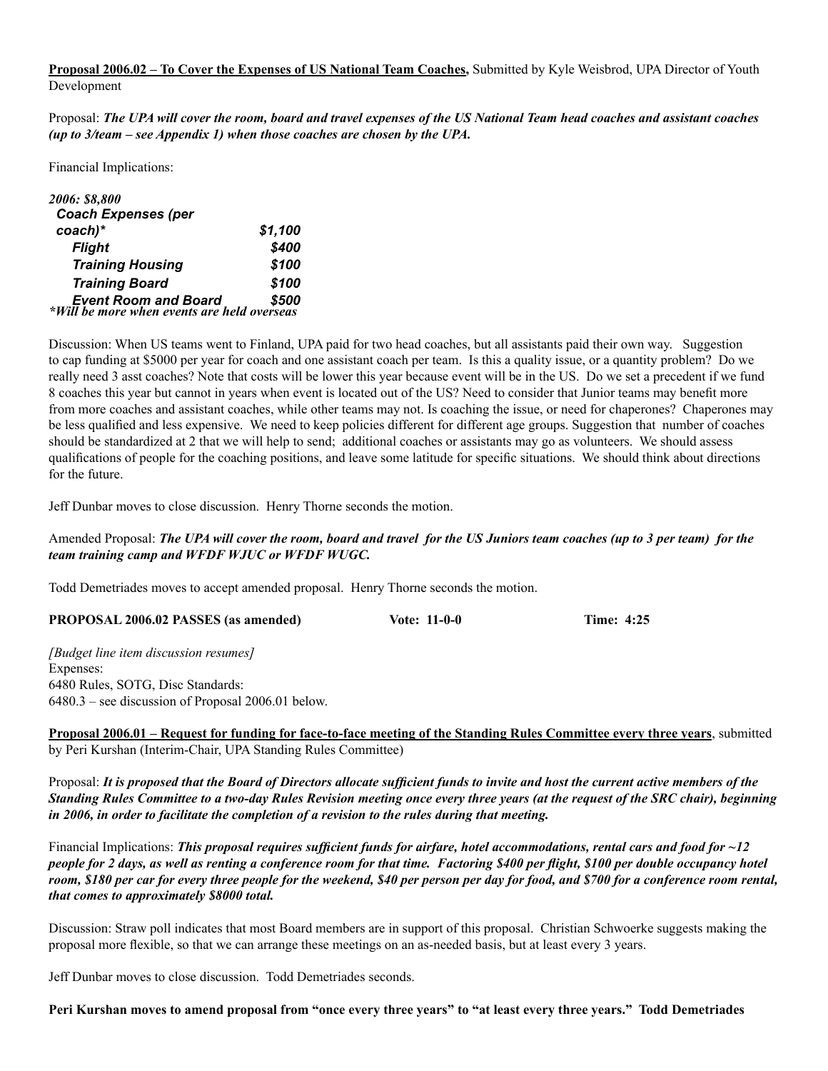**<u>Proposal 2006.02 – To Cover the Expenses of US National Team Coaches,</u>** Submitted by Kyle Weisbrod, UPA Director of Youth Development

Proposal: ***The UPA will cover the room, board and travel expenses of the US National Team head coaches and assistant coaches (up to 3/team – see Appendix 1) when those coaches are chosen by the UPA.***

Financial Implications:

***2006: $8,800***

| | |
|---|---|
| ***Coach Expenses (per coach)**** | ***$1,100*** |
| ***Flight*** | ***$400*** |
| ***Training Housing*** | ***$100*** |
| ***Training Board*** | ***$100*** |
| ***Event Room and Board*** | ***$500*** |

****Will be more when events are held overseas***

Discussion: When US teams went to Finland, UPA paid for two head coaches, but all assistants paid their own way. Suggestion to cap funding at $5000 per year for coach and one assistant coach per team. Is this a quality issue, or a quantity problem? Do we really need 3 asst coaches? Note that costs will be lower this year because event will be in the US. Do we set a precedent if we fund 8 coaches this year but cannot in years when event is located out of the US? Need to consider that Junior teams may benefit more from more coaches and assistant coaches, while other teams may not. Is coaching the issue, or need for chaperones? Chaperones may be less qualified and less expensive. We need to keep policies different for different age groups. Suggestion that number of coaches should be standardized at 2 that we will help to send; additional coaches or assistants may go as volunteers. We should assess qualifications of people for the coaching positions, and leave some latitude for specific situations. We should think about directions for the future.

Jeff Dunbar moves to close discussion. Henry Thorne seconds the motion.

Amended Proposal: ***The UPA will cover the room, board and travel for the US Juniors team coaches (up to 3 per team) for the team training camp and WFDF WJUC or WFDF WUGC.***

Todd Demetriades moves to accept amended proposal. Henry Thorne seconds the motion.

**PROPOSAL 2006.02 PASSES (as amended) Vote: 11-0-0 Time: 4:25**

*[Budget line item discussion resumes]*
Expenses:
6480 Rules, SOTG, Disc Standards:
6480.3 – see discussion of Proposal 2006.01 below.

**<u>Proposal 2006.01 – Request for funding for face-to-face meeting of the Standing Rules Committee every three years</u>**, submitted by Peri Kurshan (Interim-Chair, UPA Standing Rules Committee)

Proposal: ***It is proposed that the Board of Directors allocate sufficient funds to invite and host the current active members of the Standing Rules Committee to a two-day Rules Revision meeting once every three years (at the request of the SRC chair), beginning in 2006, in order to facilitate the completion of a revision to the rules during that meeting.***

Financial Implications: ***This proposal requires sufficient funds for airfare, hotel accommodations, rental cars and food for ~12 people for 2 days, as well as renting a conference room for that time. Factoring $400 per flight, $100 per double occupancy hotel room, $180 per car for every three people for the weekend, $40 per person per day for food, and $700 for a conference room rental, that comes to approximately $8000 total.***

Discussion: Straw poll indicates that most Board members are in support of this proposal. Christian Schwoerke suggests making the proposal more flexible, so that we can arrange these meetings on an as-needed basis, but at least every 3 years.

Jeff Dunbar moves to close discussion. Todd Demetriades seconds.

**Peri Kurshan moves to amend proposal from "once every three years" to "at least every three years." Todd Demetriades**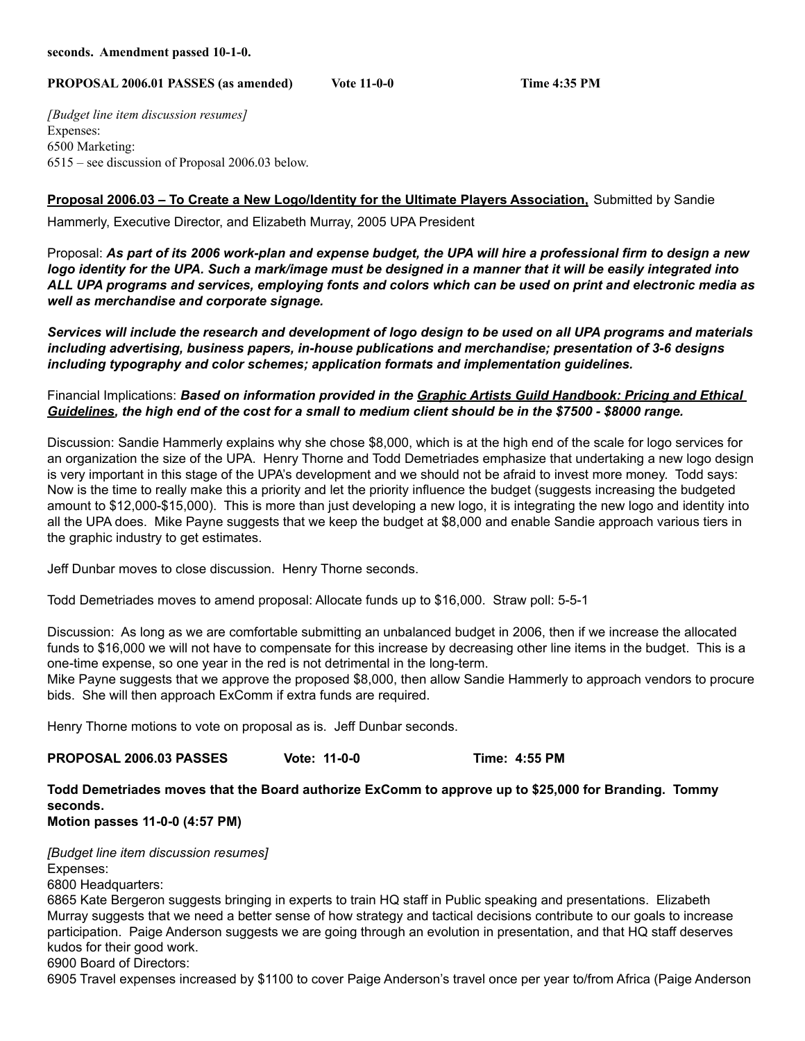**seconds. Amendment passed 10-1-0.**

**PROPOSAL 2006.01 PASSES (as amended) Vote 11-0-0 Time 4:35 PM**

*[Budget line item discussion resumes]*
Expenses:
6500 Marketing:
6515 – see discussion of Proposal 2006.03 below.

**Proposal 2006.03 – To Create a New Logo/Identity for the Ultimate Players Association,** Submitted by Sandie Hammerly, Executive Director, and Elizabeth Murray, 2005 UPA President

Proposal: ***As part of its 2006 work-plan and expense budget, the UPA will hire a professional firm to design a new logo identity for the UPA. Such a mark/image must be designed in a manner that it will be easily integrated into ALL UPA programs and services, employing fonts and colors which can be used on print and electronic media as well as merchandise and corporate signage.***

***Services will include the research and development of logo design to be used on all UPA programs and materials including advertising, business papers, in-house publications and merchandise; presentation of 3-6 designs including typography and color schemes; application formats and implementation guidelines.***

Financial Implications: ***Based on information provided in the Graphic Artists Guild Handbook: Pricing and Ethical Guidelines, the high end of the cost for a small to medium client should be in the $7500 - $8000 range.***

Discussion: Sandie Hammerly explains why she chose $8,000, which is at the high end of the scale for logo services for an organization the size of the UPA. Henry Thorne and Todd Demetriades emphasize that undertaking a new logo design is very important in this stage of the UPA's development and we should not be afraid to invest more money. Todd says: Now is the time to really make this a priority and let the priority influence the budget (suggests increasing the budgeted amount to $12,000-$15,000). This is more than just developing a new logo, it is integrating the new logo and identity into all the UPA does. Mike Payne suggests that we keep the budget at $8,000 and enable Sandie approach various tiers in the graphic industry to get estimates.

Jeff Dunbar moves to close discussion. Henry Thorne seconds.

Todd Demetriades moves to amend proposal: Allocate funds up to $16,000. Straw poll: 5-5-1

Discussion: As long as we are comfortable submitting an unbalanced budget in 2006, then if we increase the allocated funds to $16,000 we will not have to compensate for this increase by decreasing other line items in the budget. This is a one-time expense, so one year in the red is not detrimental in the long-term.
Mike Payne suggests that we approve the proposed $8,000, then allow Sandie Hammerly to approach vendors to procure bids. She will then approach ExComm if extra funds are required.

Henry Thorne motions to vote on proposal as is. Jeff Dunbar seconds.

**PROPOSAL 2006.03 PASSES Vote: 11-0-0 Time: 4:55 PM**

**Todd Demetriades moves that the Board authorize ExComm to approve up to $25,000 for Branding. Tommy seconds.**
**Motion passes 11-0-0 (4:57 PM)**

*[Budget line item discussion resumes]*
Expenses:
6800 Headquarters:
6865 Kate Bergeron suggests bringing in experts to train HQ staff in Public speaking and presentations. Elizabeth Murray suggests that we need a better sense of how strategy and tactical decisions contribute to our goals to increase participation. Paige Anderson suggests we are going through an evolution in presentation, and that HQ staff deserves kudos for their good work.
6900 Board of Directors:
6905 Travel expenses increased by $1100 to cover Paige Anderson's travel once per year to/from Africa (Paige Anderson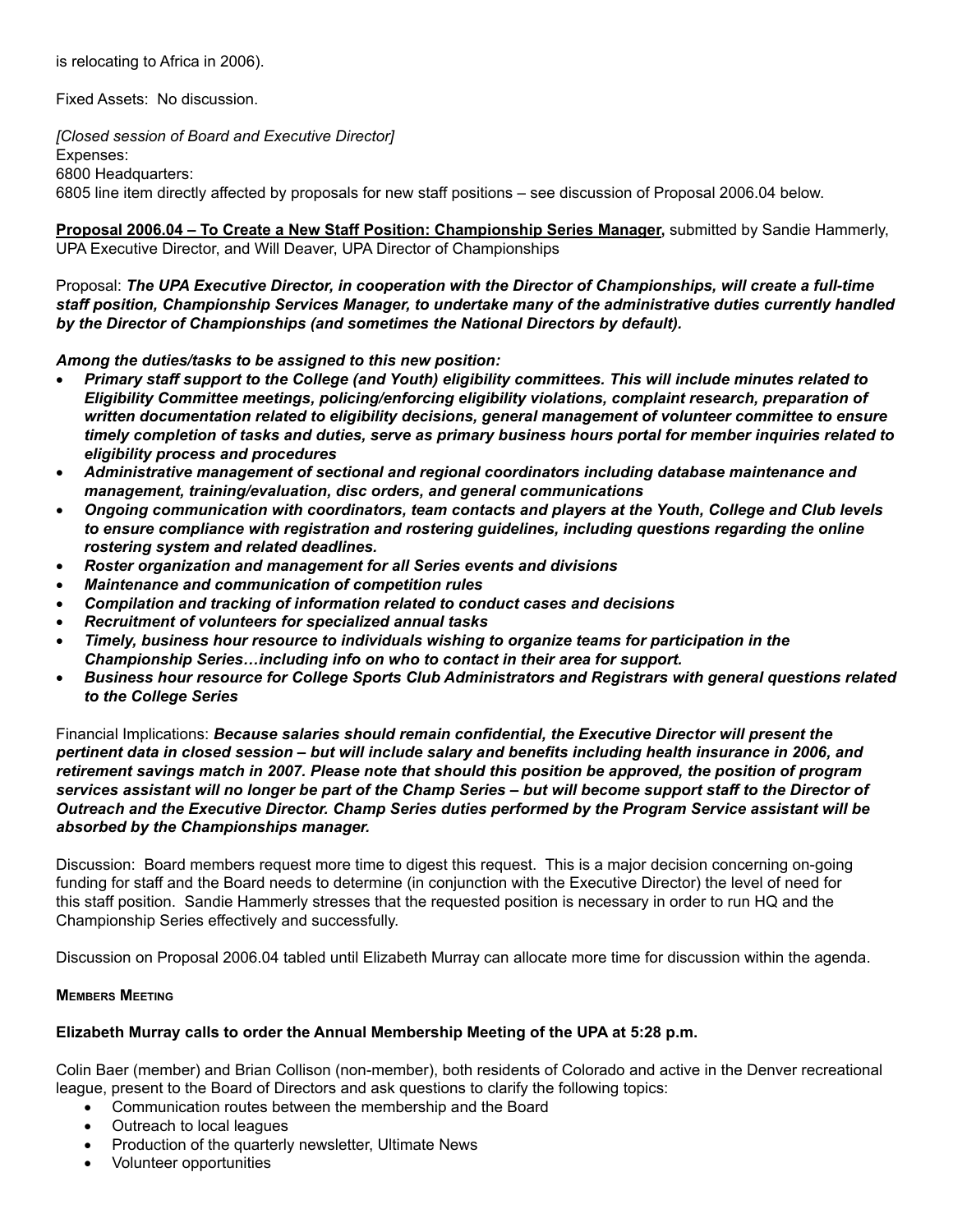is relocating to Africa in 2006).

Fixed Assets: No discussion.

*[Closed session of Board and Executive Director]*
Expenses:
6800 Headquarters:
6805 line item directly affected by proposals for new staff positions – see discussion of Proposal 2006.04 below.

**Proposal 2006.04 – To Create a New Staff Position: Championship Series Manager,** submitted by Sandie Hammerly, UPA Executive Director, and Will Deaver, UPA Director of Championships

Proposal: ***The UPA Executive Director, in cooperation with the Director of Championships, will create a full-time staff position, Championship Services Manager, to undertake many of the administrative duties currently handled by the Director of Championships (and sometimes the National Directors by default).***

***Among the duties/tasks to be assigned to this new position:***

- ***Primary staff support to the College (and Youth) eligibility committees. This will include minutes related to Eligibility Committee meetings, policing/enforcing eligibility violations, complaint research, preparation of written documentation related to eligibility decisions, general management of volunteer committee to ensure timely completion of tasks and duties, serve as primary business hours portal for member inquiries related to eligibility process and procedures***
- ***Administrative management of sectional and regional coordinators including database maintenance and management, training/evaluation, disc orders, and general communications***
- ***Ongoing communication with coordinators, team contacts and players at the Youth, College and Club levels to ensure compliance with registration and rostering guidelines, including questions regarding the online rostering system and related deadlines.***
- ***Roster organization and management for all Series events and divisions***
- ***Maintenance and communication of competition rules***
- ***Compilation and tracking of information related to conduct cases and decisions***
- ***Recruitment of volunteers for specialized annual tasks***
- ***Timely, business hour resource to individuals wishing to organize teams for participation in the Championship Series…including info on who to contact in their area for support.***
- ***Business hour resource for College Sports Club Administrators and Registrars with general questions related to the College Series***

Financial Implications: ***Because salaries should remain confidential, the Executive Director will present the pertinent data in closed session – but will include salary and benefits including health insurance in 2006, and retirement savings match in 2007. Please note that should this position be approved, the position of program services assistant will no longer be part of the Champ Series – but will become support staff to the Director of Outreach and the Executive Director. Champ Series duties performed by the Program Service assistant will be absorbed by the Championships manager.***

Discussion: Board members request more time to digest this request. This is a major decision concerning on-going funding for staff and the Board needs to determine (in conjunction with the Executive Director) the level of need for this staff position. Sandie Hammerly stresses that the requested position is necessary in order to run HQ and the Championship Series effectively and successfully.

Discussion on Proposal 2006.04 tabled until Elizabeth Murray can allocate more time for discussion within the agenda.

**MEMBERS MEETING**

**Elizabeth Murray calls to order the Annual Membership Meeting of the UPA at 5:28 p.m.**

Colin Baer (member) and Brian Collison (non-member), both residents of Colorado and active in the Denver recreational league, present to the Board of Directors and ask questions to clarify the following topics:

- Communication routes between the membership and the Board
- Outreach to local leagues
- Production of the quarterly newsletter, Ultimate News
- Volunteer opportunities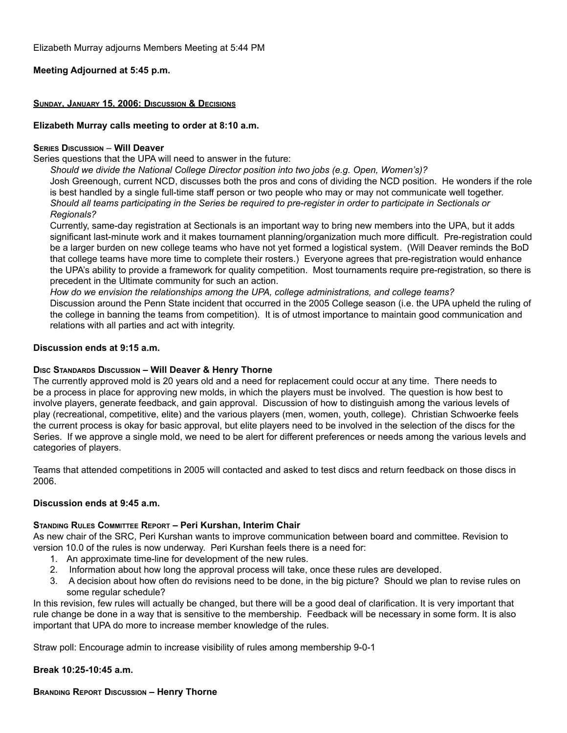Elizabeth Murray adjourns Members Meeting at 5:44 PM

**Meeting Adjourned at 5:45 p.m.**

**SUNDAY, JANUARY 15, 2006: DISCUSSION & DECISIONS**

**Elizabeth Murray calls meeting to order at 8:10 a.m.**

**SERIES DISCUSSION – Will Deaver**

Series questions that the UPA will need to answer in the future:

*Should we divide the National College Director position into two jobs (e.g. Open, Women's)?*

Josh Greenough, current NCD, discusses both the pros and cons of dividing the NCD position. He wonders if the role is best handled by a single full-time staff person or two people who may or may not communicate well together.

*Should all teams participating in the Series be required to pre-register in order to participate in Sectionals or Regionals?*

Currently, same-day registration at Sectionals is an important way to bring new members into the UPA, but it adds significant last-minute work and it makes tournament planning/organization much more difficult. Pre-registration could be a larger burden on new college teams who have not yet formed a logistical system. (Will Deaver reminds the BoD that college teams have more time to complete their rosters.) Everyone agrees that pre-registration would enhance the UPA's ability to provide a framework for quality competition. Most tournaments require pre-registration, so there is precedent in the Ultimate community for such an action.

*How do we envision the relationships among the UPA, college administrations, and college teams?*

Discussion around the Penn State incident that occurred in the 2005 College season (i.e. the UPA upheld the ruling of the college in banning the teams from competition). It is of utmost importance to maintain good communication and relations with all parties and act with integrity.

**Discussion ends at 9:15 a.m.**

**DISC STANDARDS DISCUSSION – Will Deaver & Henry Thorne**

The currently approved mold is 20 years old and a need for replacement could occur at any time. There needs to be a process in place for approving new molds, in which the players must be involved. The question is how best to involve players, generate feedback, and gain approval. Discussion of how to distinguish among the various levels of play (recreational, competitive, elite) and the various players (men, women, youth, college). Christian Schwoerke feels the current process is okay for basic approval, but elite players need to be involved in the selection of the discs for the Series. If we approve a single mold, we need to be alert for different preferences or needs among the various levels and categories of players.

Teams that attended competitions in 2005 will contacted and asked to test discs and return feedback on those discs in 2006.

**Discussion ends at 9:45 a.m.**

**STANDING RULES COMMITTEE REPORT – Peri Kurshan, Interim Chair**

As new chair of the SRC, Peri Kurshan wants to improve communication between board and committee. Revision to version 10.0 of the rules is now underway. Peri Kurshan feels there is a need for:

1. An approximate time-line for development of the new rules.
2. Information about how long the approval process will take, once these rules are developed.
3. A decision about how often do revisions need to be done, in the big picture? Should we plan to revise rules on some regular schedule?

In this revision, few rules will actually be changed, but there will be a good deal of clarification. It is very important that rule change be done in a way that is sensitive to the membership. Feedback will be necessary in some form. It is also important that UPA do more to increase member knowledge of the rules.

Straw poll: Encourage admin to increase visibility of rules among membership 9-0-1

**Break 10:25-10:45 a.m.**

**BRANDING REPORT DISCUSSION – Henry Thorne**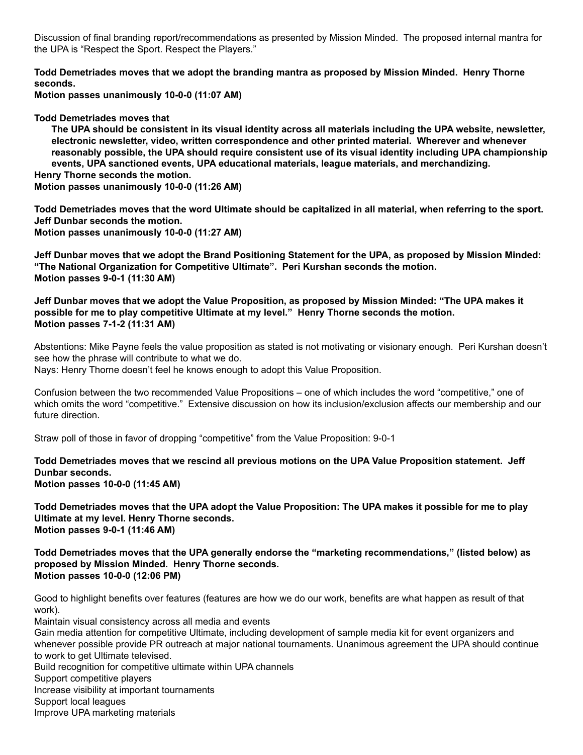Discussion of final branding report/recommendations as presented by Mission Minded. The proposed internal mantra for the UPA is "Respect the Sport. Respect the Players."

**Todd Demetriades moves that we adopt the branding mantra as proposed by Mission Minded. Henry Thorne seconds.**
**Motion passes unanimously 10-0-0 (11:07 AM)**

**Todd Demetriades moves that**

> **The UPA should be consistent in its visual identity across all materials including the UPA website, newsletter, electronic newsletter, video, written correspondence and other printed material. Wherever and whenever reasonably possible, the UPA should require consistent use of its visual identity including UPA championship events, UPA sanctioned events, UPA educational materials, league materials, and merchandizing.**

**Henry Thorne seconds the motion.**
**Motion passes unanimously 10-0-0 (11:26 AM)**

**Todd Demetriades moves that the word Ultimate should be capitalized in all material, when referring to the sport. Jeff Dunbar seconds the motion.**
**Motion passes unanimously 10-0-0 (11:27 AM)**

**Jeff Dunbar moves that we adopt the Brand Positioning Statement for the UPA, as proposed by Mission Minded: "The National Organization for Competitive Ultimate". Peri Kurshan seconds the motion.**
**Motion passes 9-0-1 (11:30 AM)**

**Jeff Dunbar moves that we adopt the Value Proposition, as proposed by Mission Minded: "The UPA makes it possible for me to play competitive Ultimate at my level." Henry Thorne seconds the motion.**
**Motion passes 7-1-2 (11:31 AM)**

Abstentions: Mike Payne feels the value proposition as stated is not motivating or visionary enough. Peri Kurshan doesn't see how the phrase will contribute to what we do.
Nays: Henry Thorne doesn't feel he knows enough to adopt this Value Proposition.

Confusion between the two recommended Value Propositions – one of which includes the word "competitive," one of which omits the word "competitive." Extensive discussion on how its inclusion/exclusion affects our membership and our future direction.

Straw poll of those in favor of dropping "competitive" from the Value Proposition: 9-0-1

**Todd Demetriades moves that we rescind all previous motions on the UPA Value Proposition statement. Jeff Dunbar seconds.**
**Motion passes 10-0-0 (11:45 AM)**

**Todd Demetriades moves that the UPA adopt the Value Proposition: The UPA makes it possible for me to play Ultimate at my level. Henry Thorne seconds.**
**Motion passes 9-0-1 (11:46 AM)**

**Todd Demetriades moves that the UPA generally endorse the "marketing recommendations," (listed below) as proposed by Mission Minded. Henry Thorne seconds.**
**Motion passes 10-0-0 (12:06 PM)**

Good to highlight benefits over features (features are how we do our work, benefits are what happen as result of that work).
Maintain visual consistency across all media and events
Gain media attention for competitive Ultimate, including development of sample media kit for event organizers and whenever possible provide PR outreach at major national tournaments. Unanimous agreement the UPA should continue to work to get Ultimate televised.
Build recognition for competitive ultimate within UPA channels
Support competitive players
Increase visibility at important tournaments
Support local leagues
Improve UPA marketing materials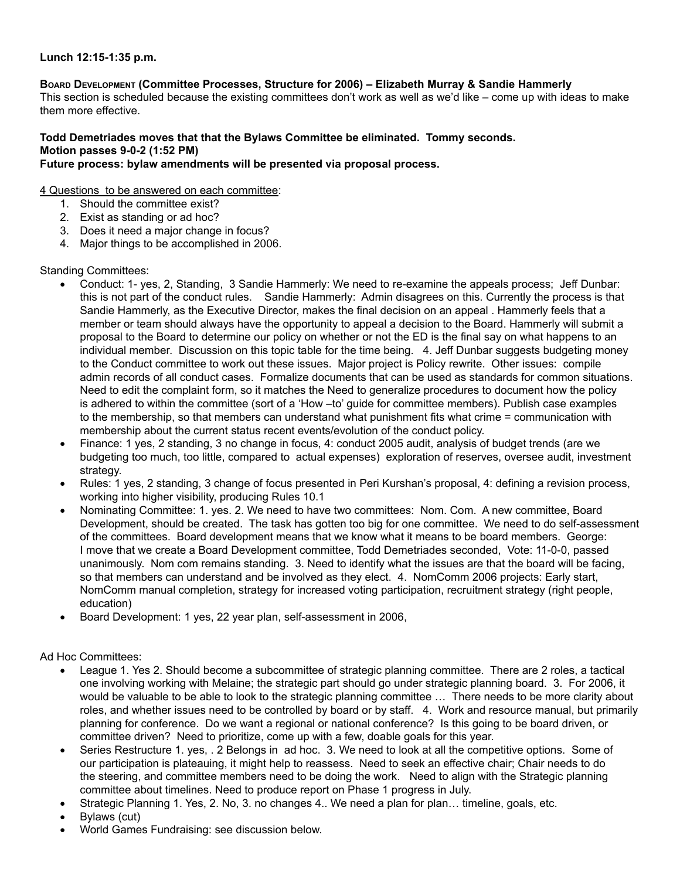**Lunch 12:15-1:35 p.m.**

**Board Development (Committee Processes, Structure for 2006) – Elizabeth Murray & Sandie Hammerly**
This section is scheduled because the existing committees don't work as well as we'd like – come up with ideas to make them more effective.

**Todd Demetriades moves that that the Bylaws Committee be eliminated. Tommy seconds.**
**Motion passes 9-0-2 (1:52 PM)**
**Future process: bylaw amendments will be presented via proposal process.**

4 Questions to be answered on each committee:

1. Should the committee exist?
2. Exist as standing or ad hoc?
3. Does it need a major change in focus?
4. Major things to be accomplished in 2006.

Standing Committees:

- Conduct: 1- yes, 2, Standing, 3 Sandie Hammerly: We need to re-examine the appeals process; Jeff Dunbar: this is not part of the conduct rules. Sandie Hammerly: Admin disagrees on this. Currently the process is that Sandie Hammerly, as the Executive Director, makes the final decision on an appeal . Hammerly feels that a member or team should always have the opportunity to appeal a decision to the Board. Hammerly will submit a proposal to the Board to determine our policy on whether or not the ED is the final say on what happens to an individual member. Discussion on this topic table for the time being. 4. Jeff Dunbar suggests budgeting money to the Conduct committee to work out these issues. Major project is Policy rewrite. Other issues: compile admin records of all conduct cases. Formalize documents that can be used as standards for common situations. Need to edit the complaint form, so it matches the Need to generalize procedures to document how the policy is adhered to within the committee (sort of a 'How –to' guide for committee members). Publish case examples to the membership, so that members can understand what punishment fits what crime = communication with membership about the current status recent events/evolution of the conduct policy.
- Finance: 1 yes, 2 standing, 3 no change in focus, 4: conduct 2005 audit, analysis of budget trends (are we budgeting too much, too little, compared to actual expenses) exploration of reserves, oversee audit, investment strategy.
- Rules: 1 yes, 2 standing, 3 change of focus presented in Peri Kurshan's proposal, 4: defining a revision process, working into higher visibility, producing Rules 10.1
- Nominating Committee: 1. yes. 2. We need to have two committees: Nom. Com. A new committee, Board Development, should be created. The task has gotten too big for one committee. We need to do self-assessment of the committees. Board development means that we know what it means to be board members. George: I move that we create a Board Development committee, Todd Demetriades seconded, Vote: 11-0-0, passed unanimously. Nom com remains standing. 3. Need to identify what the issues are that the board will be facing, so that members can understand and be involved as they elect. 4. NomComm 2006 projects: Early start, NomComm manual completion, strategy for increased voting participation, recruitment strategy (right people, education)
- Board Development: 1 yes, 22 year plan, self-assessment in 2006,

Ad Hoc Committees:

- League 1. Yes 2. Should become a subcommittee of strategic planning committee. There are 2 roles, a tactical one involving working with Melaine; the strategic part should go under strategic planning board. 3. For 2006, it would be valuable to be able to look to the strategic planning committee … There needs to be more clarity about roles, and whether issues need to be controlled by board or by staff. 4. Work and resource manual, but primarily planning for conference. Do we want a regional or national conference? Is this going to be board driven, or committee driven? Need to prioritize, come up with a few, doable goals for this year.
- Series Restructure 1. yes, . 2 Belongs in ad hoc. 3. We need to look at all the competitive options. Some of our participation is plateauing, it might help to reassess. Need to seek an effective chair; Chair needs to do the steering, and committee members need to be doing the work. Need to align with the Strategic planning committee about timelines. Need to produce report on Phase 1 progress in July.
- Strategic Planning 1. Yes, 2. No, 3. no changes 4.. We need a plan for plan… timeline, goals, etc.
- Bylaws (cut)
- World Games Fundraising: see discussion below.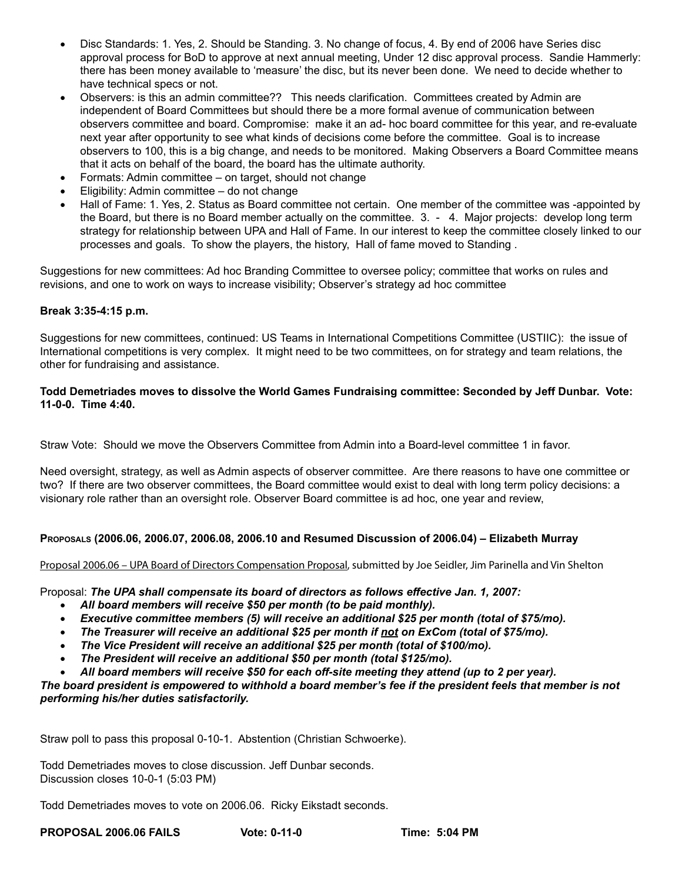- Disc Standards: 1. Yes, 2. Should be Standing. 3. No change of focus, 4. By end of 2006 have Series disc approval process for BoD to approve at next annual meeting, Under 12 disc approval process. Sandie Hammerly: there has been money available to 'measure' the disc, but its never been done. We need to decide whether to have technical specs or not.
- Observers: is this an admin committee?? This needs clarification. Committees created by Admin are independent of Board Committees but should there be a more formal avenue of communication between observers committee and board. Compromise: make it an ad- hoc board committee for this year, and re-evaluate next year after opportunity to see what kinds of decisions come before the committee. Goal is to increase observers to 100, this is a big change, and needs to be monitored. Making Observers a Board Committee means that it acts on behalf of the board, the board has the ultimate authority.
- Formats: Admin committee – on target, should not change
- Eligibility: Admin committee – do not change
- Hall of Fame: 1. Yes, 2. Status as Board committee not certain. One member of the committee was -appointed by the Board, but there is no Board member actually on the committee. 3. - 4. Major projects: develop long term strategy for relationship between UPA and Hall of Fame. In our interest to keep the committee closely linked to our processes and goals. To show the players, the history, Hall of fame moved to Standing .

Suggestions for new committees: Ad hoc Branding Committee to oversee policy; committee that works on rules and revisions, and one to work on ways to increase visibility; Observer's strategy ad hoc committee

**Break 3:35-4:15 p.m.**

Suggestions for new committees, continued: US Teams in International Competitions Committee (USTIIC): the issue of International competitions is very complex. It might need to be two committees, on for strategy and team relations, the other for fundraising and assistance.

**Todd Demetriades moves to dissolve the World Games Fundraising committee: Seconded by Jeff Dunbar. Vote: 11-0-0. Time 4:40.**

Straw Vote: Should we move the Observers Committee from Admin into a Board-level committee 1 in favor.

Need oversight, strategy, as well as Admin aspects of observer committee. Are there reasons to have one committee or two? If there are two observer committees, the Board committee would exist to deal with long term policy decisions: a visionary role rather than an oversight role. Observer Board committee is ad hoc, one year and review,

**PROPOSALS (2006.06, 2006.07, 2006.08, 2006.10 and Resumed Discussion of 2006.04) – Elizabeth Murray**

Proposal 2006.06 – UPA Board of Directors Compensation Proposal, submitted by Joe Seidler, Jim Parinella and Vin Shelton

Proposal: ***The UPA shall compensate its board of directors as follows effective Jan. 1, 2007:***

- ***All board members will receive $50 per month (to be paid monthly).***
- ***Executive committee members (5) will receive an additional $25 per month (total of $75/mo).***
- ***The Treasurer will receive an additional $25 per month if not on ExCom (total of $75/mo).***
- ***The Vice President will receive an additional $25 per month (total of $100/mo).***
- ***The President will receive an additional $50 per month (total $125/mo).***
- ***All board members will receive $50 for each off-site meeting they attend (up to 2 per year).***

***The board president is empowered to withhold a board member's fee if the president feels that member is not performing his/her duties satisfactorily.***

Straw poll to pass this proposal 0-10-1. Abstention (Christian Schwoerke).

Todd Demetriades moves to close discussion. Jeff Dunbar seconds.
Discussion closes 10-0-1 (5:03 PM)

Todd Demetriades moves to vote on 2006.06. Ricky Eikstadt seconds.

**PROPOSAL 2006.06 FAILS Vote: 0-11-0 Time: 5:04 PM**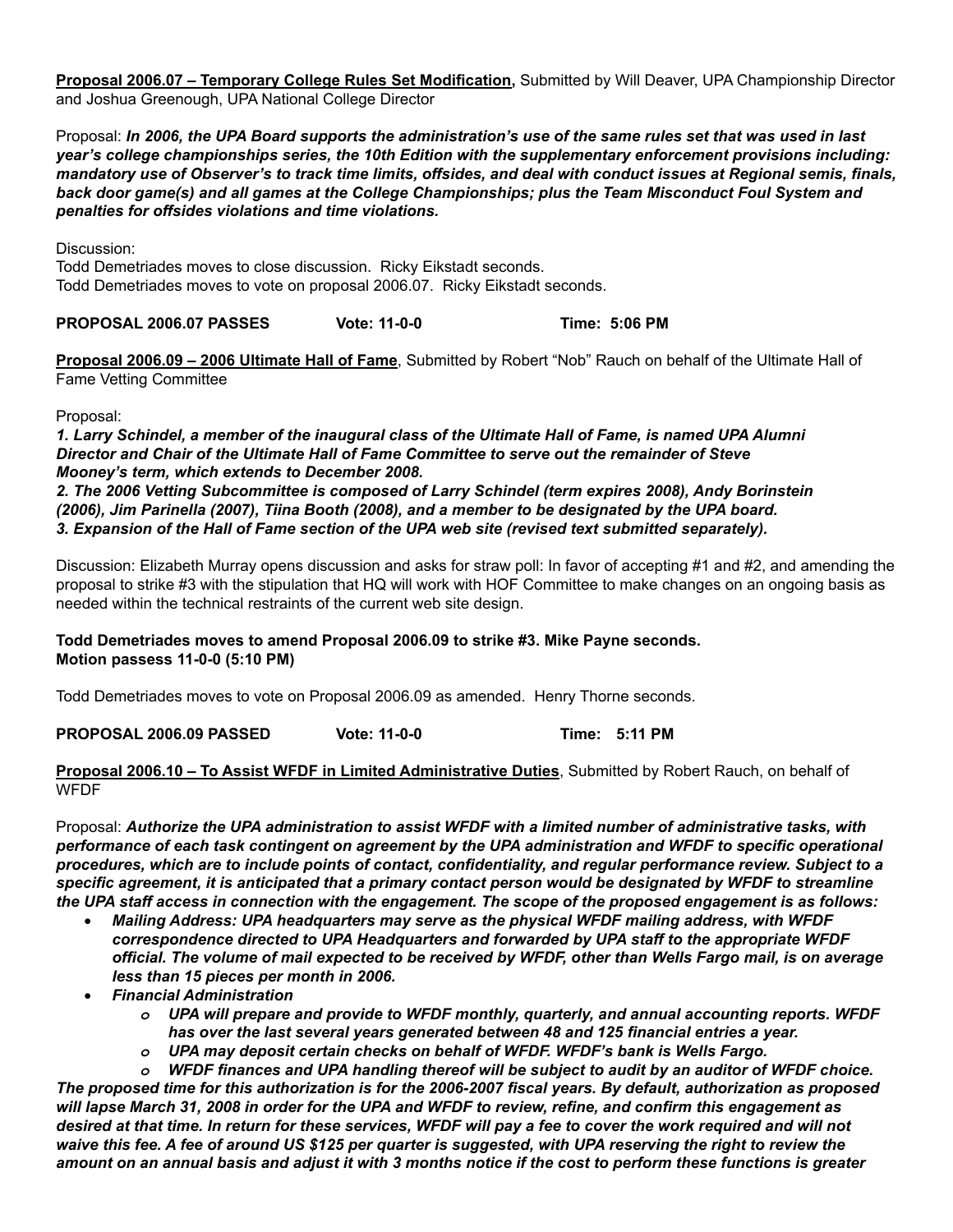**<u>Proposal 2006.07 – Temporary College Rules Set Modification</u>,** Submitted by Will Deaver, UPA Championship Director and Joshua Greenough, UPA National College Director

Proposal: ***In 2006, the UPA Board supports the administration's use of the same rules set that was used in last year's college championships series, the 10th Edition with the supplementary enforcement provisions including: mandatory use of Observer's to track time limits, offsides, and deal with conduct issues at Regional semis, finals, back door game(s) and all games at the College Championships; plus the Team Misconduct Foul System and penalties for offsides violations and time violations.***

Discussion:
Todd Demetriades moves to close discussion. Ricky Eikstadt seconds.
Todd Demetriades moves to vote on proposal 2006.07. Ricky Eikstadt seconds.

**PROPOSAL 2006.07 PASSES Vote: 11-0-0 Time: 5:06 PM**

**<u>Proposal 2006.09 – 2006 Ultimate Hall of Fame</u>**, Submitted by Robert "Nob" Rauch on behalf of the Ultimate Hall of Fame Vetting Committee

Proposal:
***1. Larry Schindel, a member of the inaugural class of the Ultimate Hall of Fame, is named UPA Alumni Director and Chair of the Ultimate Hall of Fame Committee to serve out the remainder of Steve Mooney's term, which extends to December 2008.***
***2. The 2006 Vetting Subcommittee is composed of Larry Schindel (term expires 2008), Andy Borinstein (2006), Jim Parinella (2007), Tiina Booth (2008), and a member to be designated by the UPA board.***
***3. Expansion of the Hall of Fame section of the UPA web site (revised text submitted separately).***

Discussion: Elizabeth Murray opens discussion and asks for straw poll: In favor of accepting #1 and #2, and amending the proposal to strike #3 with the stipulation that HQ will work with HOF Committee to make changes on an ongoing basis as needed within the technical restraints of the current web site design.

**Todd Demetriades moves to amend Proposal 2006.09 to strike #3. Mike Payne seconds.**
**Motion passess 11-0-0 (5:10 PM)**

Todd Demetriades moves to vote on Proposal 2006.09 as amended. Henry Thorne seconds.

**PROPOSAL 2006.09 PASSED Vote: 11-0-0 Time: 5:11 PM**

**<u>Proposal 2006.10 – To Assist WFDF in Limited Administrative Duties</u>**, Submitted by Robert Rauch, on behalf of WFDF

Proposal: ***Authorize the UPA administration to assist WFDF with a limited number of administrative tasks, with performance of each task contingent on agreement by the UPA administration and WFDF to specific operational procedures, which are to include points of contact, confidentiality, and regular performance review. Subject to a specific agreement, it is anticipated that a primary contact person would be designated by WFDF to streamline the UPA staff access in connection with the engagement. The scope of the proposed engagement is as follows:***

- ***Mailing Address: UPA headquarters may serve as the physical WFDF mailing address, with WFDF correspondence directed to UPA Headquarters and forwarded by UPA staff to the appropriate WFDF official. The volume of mail expected to be received by WFDF, other than Wells Fargo mail, is on average less than 15 pieces per month in 2006.***
- ***Financial Administration***
  - ***UPA will prepare and provide to WFDF monthly, quarterly, and annual accounting reports. WFDF has over the last several years generated between 48 and 125 financial entries a year.***
  - ***UPA may deposit certain checks on behalf of WFDF. WFDF's bank is Wells Fargo.***
  - ***WFDF finances and UPA handling thereof will be subject to audit by an auditor of WFDF choice.***

***The proposed time for this authorization is for the 2006-2007 fiscal years. By default, authorization as proposed will lapse March 31, 2008 in order for the UPA and WFDF to review, refine, and confirm this engagement as desired at that time. In return for these services, WFDF will pay a fee to cover the work required and will not waive this fee. A fee of around US $125 per quarter is suggested, with UPA reserving the right to review the amount on an annual basis and adjust it with 3 months notice if the cost to perform these functions is greater***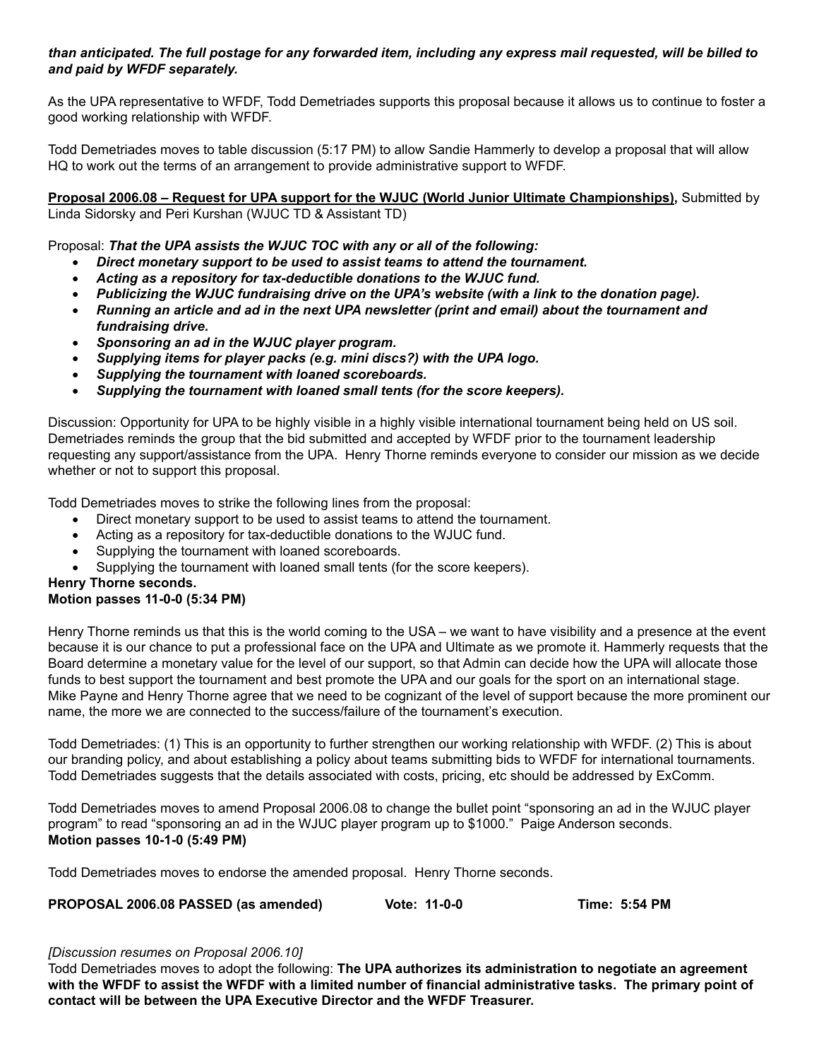***than anticipated. The full postage for any forwarded item, including any express mail requested, will be billed to and paid by WFDF separately.***

As the UPA representative to WFDF, Todd Demetriades supports this proposal because it allows us to continue to foster a good working relationship with WFDF.

Todd Demetriades moves to table discussion (5:17 PM) to allow Sandie Hammerly to develop a proposal that will allow HQ to work out the terms of an arrangement to provide administrative support to WFDF.

**Proposal 2006.08 – Request for UPA support for the WJUC (World Junior Ultimate Championships),** Submitted by Linda Sidorsky and Peri Kurshan (WJUC TD & Assistant TD)

Proposal: ***That the UPA assists the WJUC TOC with any or all of the following:***

- ***Direct monetary support to be used to assist teams to attend the tournament.***
- ***Acting as a repository for tax-deductible donations to the WJUC fund.***
- ***Publicizing the WJUC fundraising drive on the UPA's website (with a link to the donation page).***
- ***Running an article and ad in the next UPA newsletter (print and email) about the tournament and fundraising drive.***
- ***Sponsoring an ad in the WJUC player program.***
- ***Supplying items for player packs (e.g. mini discs?) with the UPA logo.***
- ***Supplying the tournament with loaned scoreboards.***
- ***Supplying the tournament with loaned small tents (for the score keepers).***

Discussion: Opportunity for UPA to be highly visible in a highly visible international tournament being held on US soil. Demetriades reminds the group that the bid submitted and accepted by WFDF prior to the tournament leadership requesting any support/assistance from the UPA. Henry Thorne reminds everyone to consider our mission as we decide whether or not to support this proposal.

Todd Demetriades moves to strike the following lines from the proposal:

- Direct monetary support to be used to assist teams to attend the tournament.
- Acting as a repository for tax-deductible donations to the WJUC fund.
- Supplying the tournament with loaned scoreboards.
- Supplying the tournament with loaned small tents (for the score keepers).

**Henry Thorne seconds.**
**Motion passes 11-0-0 (5:34 PM)**

Henry Thorne reminds us that this is the world coming to the USA – we want to have visibility and a presence at the event because it is our chance to put a professional face on the UPA and Ultimate as we promote it. Hammerly requests that the Board determine a monetary value for the level of our support, so that Admin can decide how the UPA will allocate those funds to best support the tournament and best promote the UPA and our goals for the sport on an international stage. Mike Payne and Henry Thorne agree that we need to be cognizant of the level of support because the more prominent our name, the more we are connected to the success/failure of the tournament's execution.

Todd Demetriades: (1) This is an opportunity to further strengthen our working relationship with WFDF. (2) This is about our branding policy, and about establishing a policy about teams submitting bids to WFDF for international tournaments. Todd Demetriades suggests that the details associated with costs, pricing, etc should be addressed by ExComm.

Todd Demetriades moves to amend Proposal 2006.08 to change the bullet point "sponsoring an ad in the WJUC player program" to read "sponsoring an ad in the WJUC player program up to $1000." Paige Anderson seconds.
**Motion passes 10-1-0 (5:49 PM)**

Todd Demetriades moves to endorse the amended proposal. Henry Thorne seconds.

**PROPOSAL 2006.08 PASSED (as amended) Vote: 11-0-0 Time: 5:54 PM**

*[Discussion resumes on Proposal 2006.10]*
Todd Demetriades moves to adopt the following: **The UPA authorizes its administration to negotiate an agreement with the WFDF to assist the WFDF with a limited number of financial administrative tasks. The primary point of contact will be between the UPA Executive Director and the WFDF Treasurer.**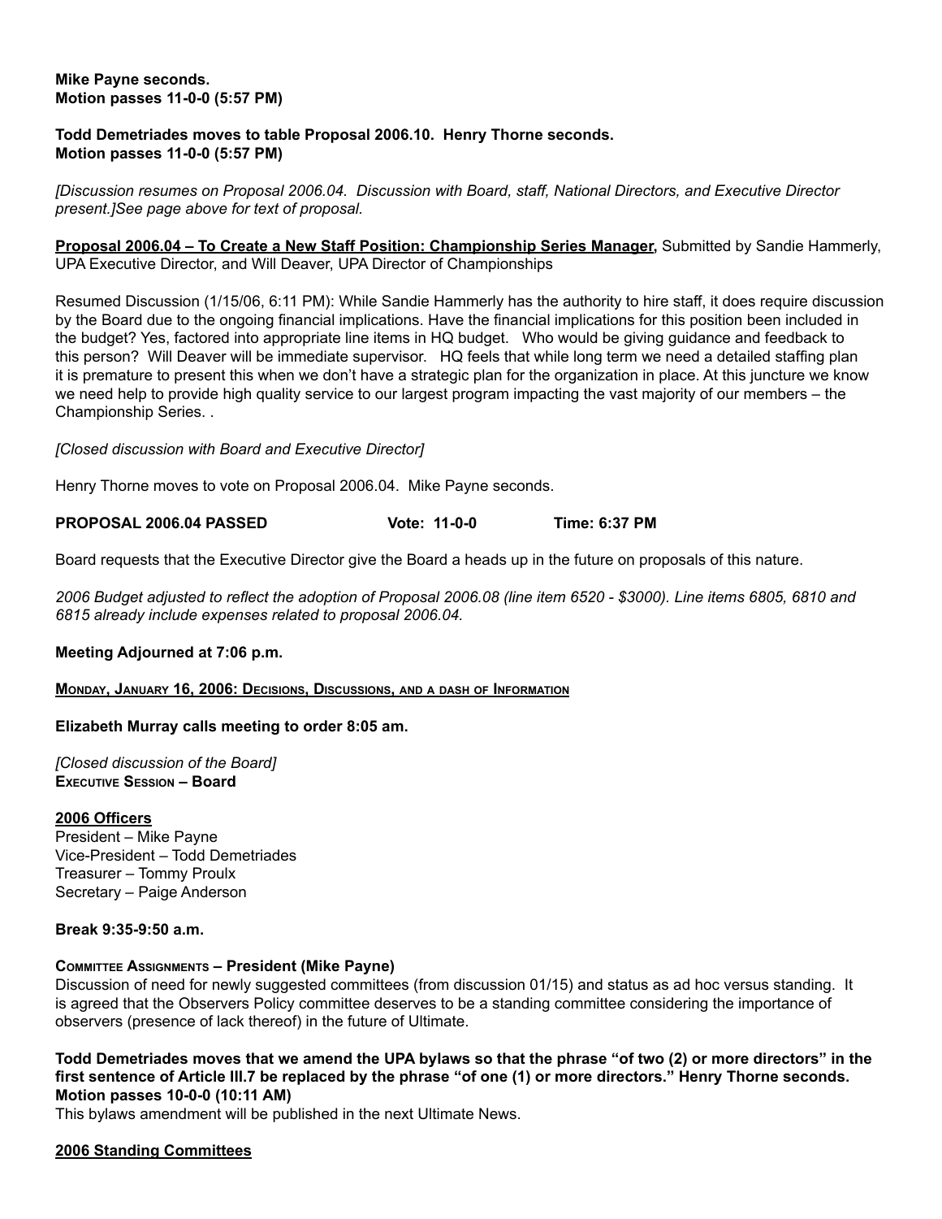**Mike Payne seconds.**
**Motion passes 11-0-0 (5:57 PM)**

**Todd Demetriades moves to table Proposal 2006.10. Henry Thorne seconds.**
**Motion passes 11-0-0 (5:57 PM)**

*[Discussion resumes on Proposal 2006.04. Discussion with Board, staff, National Directors, and Executive Director present.]See page above for text of proposal.*

**Proposal 2006.04 – To Create a New Staff Position: Championship Series Manager,** Submitted by Sandie Hammerly, UPA Executive Director, and Will Deaver, UPA Director of Championships

Resumed Discussion (1/15/06, 6:11 PM): While Sandie Hammerly has the authority to hire staff, it does require discussion by the Board due to the ongoing financial implications. Have the financial implications for this position been included in the budget? Yes, factored into appropriate line items in HQ budget. Who would be giving guidance and feedback to this person? Will Deaver will be immediate supervisor. HQ feels that while long term we need a detailed staffing plan it is premature to present this when we don't have a strategic plan for the organization in place. At this juncture we know we need help to provide high quality service to our largest program impacting the vast majority of our members – the Championship Series. .

*[Closed discussion with Board and Executive Director]*

Henry Thorne moves to vote on Proposal 2006.04. Mike Payne seconds.

**PROPOSAL 2006.04 PASSED Vote: 11-0-0 Time: 6:37 PM**

Board requests that the Executive Director give the Board a heads up in the future on proposals of this nature.

*2006 Budget adjusted to reflect the adoption of Proposal 2006.08 (line item 6520 - $3000). Line items 6805, 6810 and 6815 already include expenses related to proposal 2006.04.*

**Meeting Adjourned at 7:06 p.m.**

## Monday, January 16, 2006: Decisions, Discussions, and a dash of Information

**Elizabeth Murray calls meeting to order 8:05 am.**

*[Closed discussion of the Board]*
**Executive Session – Board**

### 2006 Officers

President – Mike Payne
Vice-President – Todd Demetriades
Treasurer – Tommy Proulx
Secretary – Paige Anderson

**Break 9:35-9:50 a.m.**

**Committee Assignments – President (Mike Payne)**
Discussion of need for newly suggested committees (from discussion 01/15) and status as ad hoc versus standing. It is agreed that the Observers Policy committee deserves to be a standing committee considering the importance of observers (presence of lack thereof) in the future of Ultimate.

**Todd Demetriades moves that we amend the UPA bylaws so that the phrase "of two (2) or more directors" in the first sentence of Article III.7 be replaced by the phrase "of one (1) or more directors." Henry Thorne seconds.**
**Motion passes 10-0-0 (10:11 AM)**
This bylaws amendment will be published in the next Ultimate News.

### 2006 Standing Committees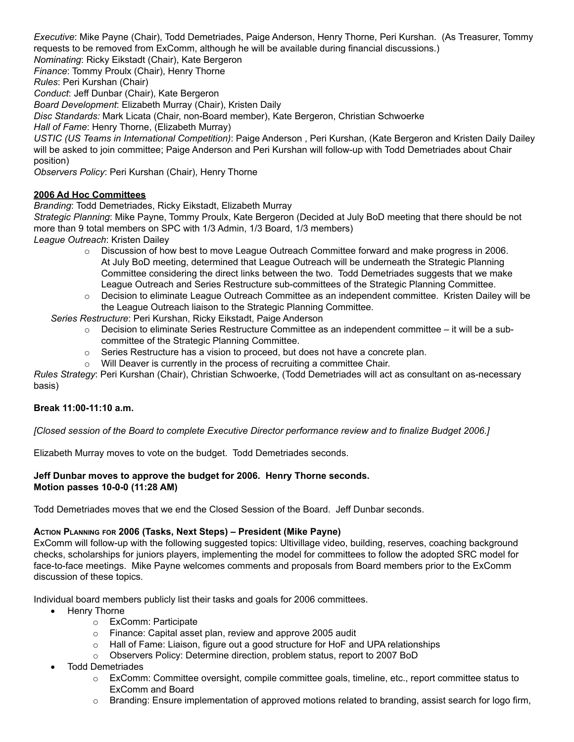*Executive*: Mike Payne (Chair), Todd Demetriades, Paige Anderson, Henry Thorne, Peri Kurshan. (As Treasurer, Tommy requests to be removed from ExComm, although he will be available during financial discussions.)
*Nominating*: Ricky Eikstadt (Chair), Kate Bergeron
*Finance*: Tommy Proulx (Chair), Henry Thorne
*Rules*: Peri Kurshan (Chair)
*Conduct*: Jeff Dunbar (Chair), Kate Bergeron
*Board Development*: Elizabeth Murray (Chair), Kristen Daily
*Disc Standards:* Mark Licata (Chair, non-Board member), Kate Bergeron, Christian Schwoerke
*Hall of Fame*: Henry Thorne, (Elizabeth Murray)
*USTIC (US Teams in International Competition)*: Paige Anderson , Peri Kurshan, (Kate Bergeron and Kristen Daily Dailey will be asked to join committee; Paige Anderson and Peri Kurshan will follow-up with Todd Demetriades about Chair position)
*Observers Policy*: Peri Kurshan (Chair), Henry Thorne

**2006 Ad Hoc Committees**

*Branding*: Todd Demetriades, Ricky Eikstadt, Elizabeth Murray
*Strategic Planning*: Mike Payne, Tommy Proulx, Kate Bergeron (Decided at July BoD meeting that there should be not more than 9 total members on SPC with 1/3 Admin, 1/3 Board, 1/3 members)
*League Outreach*: Kristen Dailey

- Discussion of how best to move League Outreach Committee forward and make progress in 2006. At July BoD meeting, determined that League Outreach will be underneath the Strategic Planning Committee considering the direct links between the two. Todd Demetriades suggests that we make League Outreach and Series Restructure sub-committees of the Strategic Planning Committee.
- Decision to eliminate League Outreach Committee as an independent committee. Kristen Dailey will be the League Outreach liaison to the Strategic Planning Committee.

*Series Restructure*: Peri Kurshan, Ricky Eikstadt, Paige Anderson

- Decision to eliminate Series Restructure Committee as an independent committee – it will be a sub-committee of the Strategic Planning Committee.
- Series Restructure has a vision to proceed, but does not have a concrete plan.
- Will Deaver is currently in the process of recruiting a committee Chair.

*Rules Strategy*: Peri Kurshan (Chair), Christian Schwoerke, (Todd Demetriades will act as consultant on as-necessary basis)

**Break 11:00-11:10 a.m.**

*[Closed session of the Board to complete Executive Director performance review and to finalize Budget 2006.]*

Elizabeth Murray moves to vote on the budget. Todd Demetriades seconds.

**Jeff Dunbar moves to approve the budget for 2006. Henry Thorne seconds.**
**Motion passes 10-0-0 (11:28 AM)**

Todd Demetriades moves that we end the Closed Session of the Board. Jeff Dunbar seconds.

**Action Planning for 2006 (Tasks, Next Steps) – President (Mike Payne)**

ExComm will follow-up with the following suggested topics: Ultivillage video, building, reserves, coaching background checks, scholarships for juniors players, implementing the model for committees to follow the adopted SRC model for face-to-face meetings. Mike Payne welcomes comments and proposals from Board members prior to the ExComm discussion of these topics.

Individual board members publicly list their tasks and goals for 2006 committees.

- Henry Thorne
  - ExComm: Participate
  - Finance: Capital asset plan, review and approve 2005 audit
  - Hall of Fame: Liaison, figure out a good structure for HoF and UPA relationships
  - Observers Policy: Determine direction, problem status, report to 2007 BoD
- Todd Demetriades
  - ExComm: Committee oversight, compile committee goals, timeline, etc., report committee status to ExComm and Board
  - Branding: Ensure implementation of approved motions related to branding, assist search for logo firm,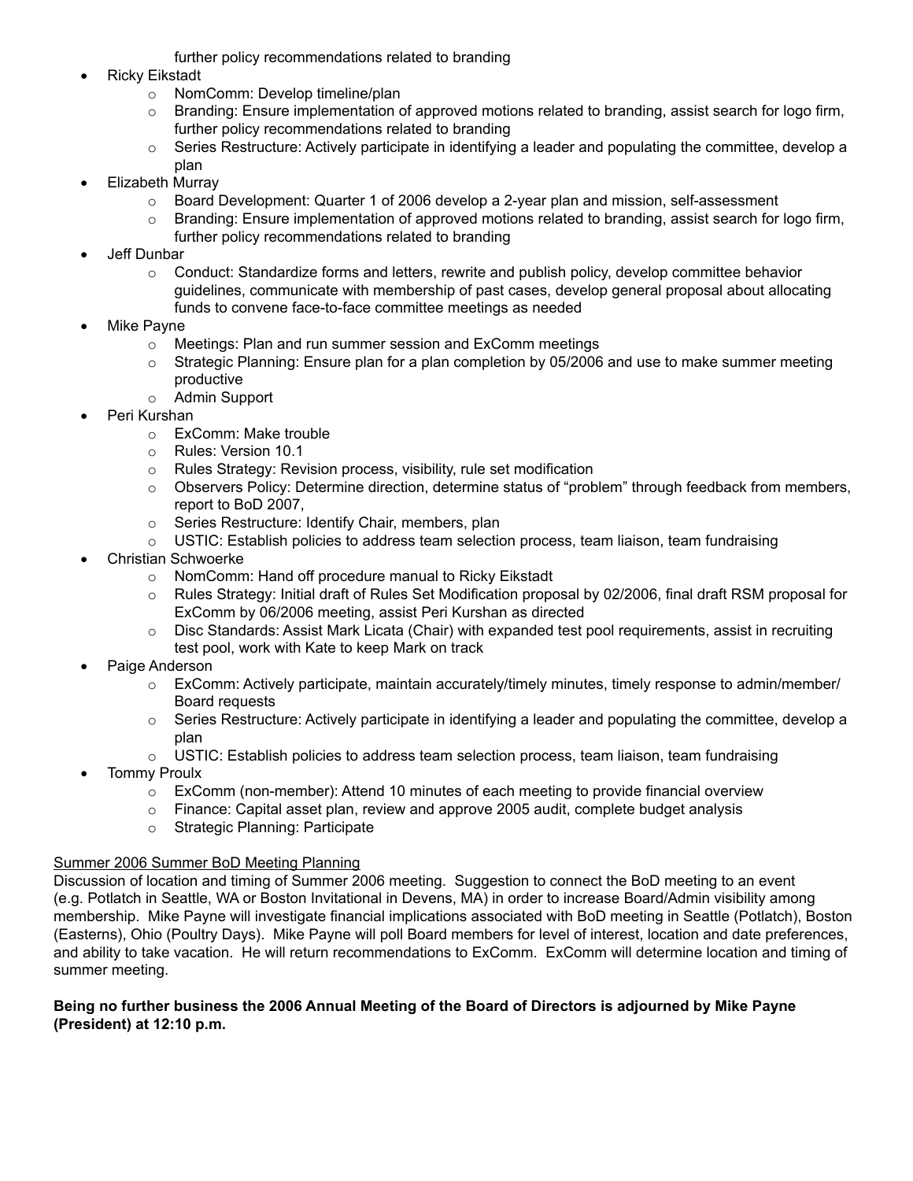further policy recommendations related to branding

- Ricky Eikstadt
  - NomComm: Develop timeline/plan
  - Branding: Ensure implementation of approved motions related to branding, assist search for logo firm, further policy recommendations related to branding
  - Series Restructure: Actively participate in identifying a leader and populating the committee, develop a plan
- Elizabeth Murray
  - Board Development: Quarter 1 of 2006 develop a 2-year plan and mission, self-assessment
  - Branding: Ensure implementation of approved motions related to branding, assist search for logo firm, further policy recommendations related to branding
- Jeff Dunbar
  - Conduct: Standardize forms and letters, rewrite and publish policy, develop committee behavior guidelines, communicate with membership of past cases, develop general proposal about allocating funds to convene face-to-face committee meetings as needed
- Mike Payne
  - Meetings: Plan and run summer session and ExComm meetings
  - Strategic Planning: Ensure plan for a plan completion by 05/2006 and use to make summer meeting productive
  - Admin Support
- Peri Kurshan
  - ExComm: Make trouble
  - Rules: Version 10.1
  - Rules Strategy: Revision process, visibility, rule set modification
  - Observers Policy: Determine direction, determine status of "problem" through feedback from members, report to BoD 2007,
  - Series Restructure: Identify Chair, members, plan
  - USTIC: Establish policies to address team selection process, team liaison, team fundraising
- Christian Schwoerke
  - NomComm: Hand off procedure manual to Ricky Eikstadt
  - Rules Strategy: Initial draft of Rules Set Modification proposal by 02/2006, final draft RSM proposal for ExComm by 06/2006 meeting, assist Peri Kurshan as directed
  - Disc Standards: Assist Mark Licata (Chair) with expanded test pool requirements, assist in recruiting test pool, work with Kate to keep Mark on track
- Paige Anderson
  - ExComm: Actively participate, maintain accurately/timely minutes, timely response to admin/member/Board requests
  - Series Restructure: Actively participate in identifying a leader and populating the committee, develop a plan
  - USTIC: Establish policies to address team selection process, team liaison, team fundraising
- Tommy Proulx
  - ExComm (non-member): Attend 10 minutes of each meeting to provide financial overview
  - Finance: Capital asset plan, review and approve 2005 audit, complete budget analysis
  - Strategic Planning: Participate

<u>Summer 2006 Summer BoD Meeting Planning</u>

Discussion of location and timing of Summer 2006 meeting. Suggestion to connect the BoD meeting to an event (e.g. Potlatch in Seattle, WA or Boston Invitational in Devens, MA) in order to increase Board/Admin visibility among membership. Mike Payne will investigate financial implications associated with BoD meeting in Seattle (Potlatch), Boston (Easterns), Ohio (Poultry Days). Mike Payne will poll Board members for level of interest, location and date preferences, and ability to take vacation. He will return recommendations to ExComm. ExComm will determine location and timing of summer meeting.

**Being no further business the 2006 Annual Meeting of the Board of Directors is adjourned by Mike Payne (President) at 12:10 p.m.**